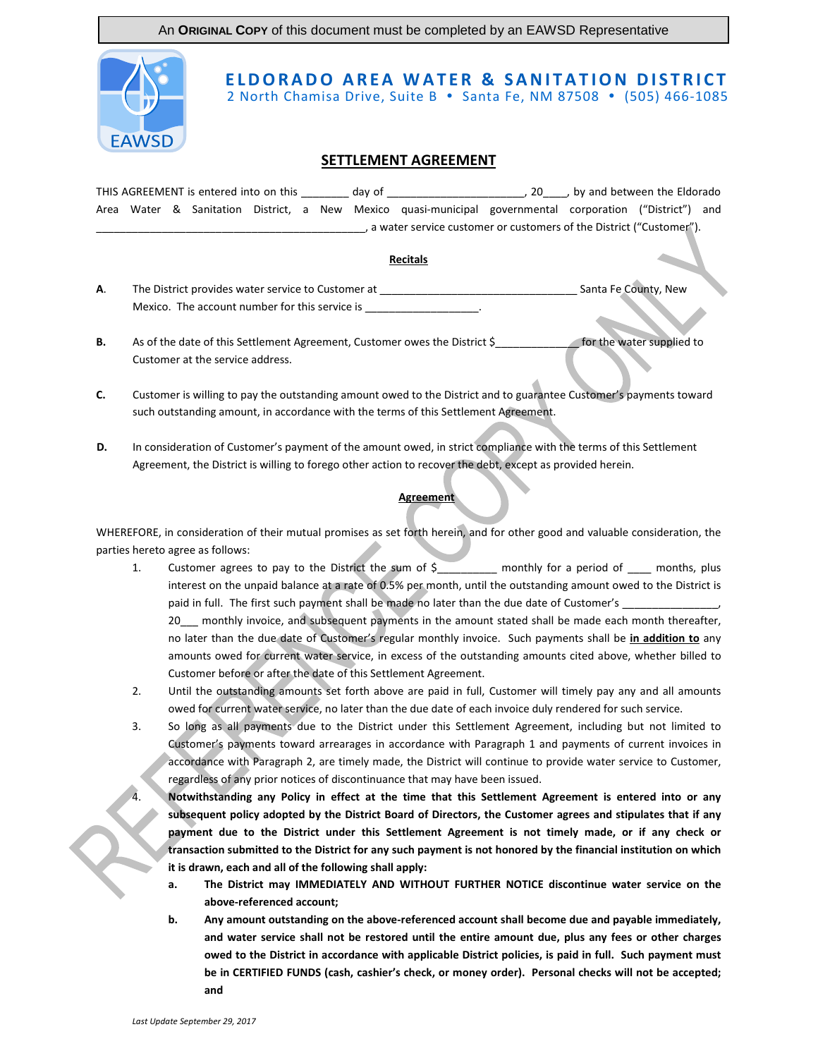An **ORIGINAL COPY** of this document must be completed by an EAWSD Representative

**ELDORADO AREA WATER & SANITATION DISTRICT**
2 North Chamisa Drive, Suite B • Santa Fe, NM 87508 • (505) 466-1085

## SETTLEMENT AGREEMENT

THIS AGREEMENT is entered into on this ________ day of ______________________, 20____, by and between the Eldorado Area Water & Sanitation District, a New Mexico quasi-municipal governmental corporation ("District") and _____________________________________________, a water service customer or customers of the District ("Customer").

### Recitals

**A.** The District provides water service to Customer at ________________________________ Santa Fe County, New Mexico. The account number for this service is __________________.

**B.** As of the date of this Settlement Agreement, Customer owes the District $_____________ for the water supplied to Customer at the service address.

**C.** Customer is willing to pay the outstanding amount owed to the District and to guarantee Customer's payments toward such outstanding amount, in accordance with the terms of this Settlement Agreement.

**D.** In consideration of Customer's payment of the amount owed, in strict compliance with the terms of this Settlement Agreement, the District is willing to forego other action to recover the debt, except as provided herein.

### Agreement

WHEREFORE, in consideration of their mutual promises as set forth herein, and for other good and valuable consideration, the parties hereto agree as follows:

1. Customer agrees to pay to the District the sum of $_________ monthly for a period of ____ months, plus interest on the unpaid balance at a rate of 0.5% per month, until the outstanding amount owed to the District is paid in full. The first such payment shall be made no later than the due date of Customer's ________________, 20___ monthly invoice, and subsequent payments in the amount stated shall be made each month thereafter, no later than the due date of Customer's regular monthly invoice. Such payments shall be **<u>in addition to</u>** any amounts owed for current water service, in excess of the outstanding amounts cited above, whether billed to Customer before or after the date of this Settlement Agreement.
2. Until the outstanding amounts set forth above are paid in full, Customer will timely pay any and all amounts owed for current water service, no later than the due date of each invoice duly rendered for such service.
3. So long as all payments due to the District under this Settlement Agreement, including but not limited to Customer's payments toward arrearages in accordance with Paragraph 1 and payments of current invoices in accordance with Paragraph 2, are timely made, the District will continue to provide water service to Customer, regardless of any prior notices of discontinuance that may have been issued.
4. **Notwithstanding any Policy in effect at the time that this Settlement Agreement is entered into or any subsequent policy adopted by the District Board of Directors, the Customer agrees and stipulates that if any payment due to the District under this Settlement Agreement is not timely made, or if any check or transaction submitted to the District for any such payment is not honored by the financial institution on which it is drawn, each and all of the following shall apply:**
   - **a. The District may IMMEDIATELY AND WITHOUT FURTHER NOTICE discontinue water service on the above-referenced account;**
   - **b. Any amount outstanding on the above-referenced account shall become due and payable immediately, and water service shall not be restored until the entire amount due, plus any fees or other charges owed to the District in accordance with applicable District policies, is paid in full. Such payment must be in CERTIFIED FUNDS (cash, cashier's check, or money order). Personal checks will not be accepted; and**

*Last Update September 29, 2017*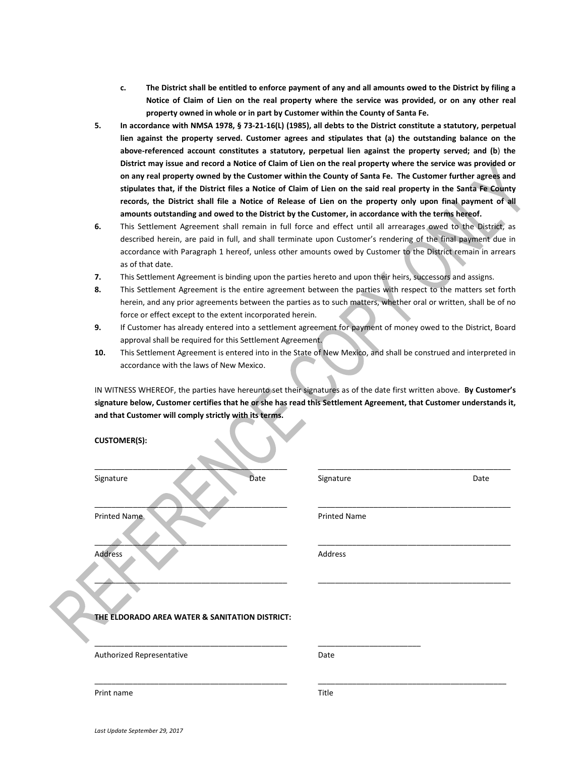c. **The District shall be entitled to enforce payment of any and all amounts owed to the District by filing a Notice of Claim of Lien on the real property where the service was provided, or on any other real property owned in whole or in part by Customer within the County of Santa Fe.**

5. **In accordance with NMSA 1978, § 73-21-16(L) (1985), all debts to the District constitute a statutory, perpetual lien against the property served. Customer agrees and stipulates that (a) the outstanding balance on the above-referenced account constitutes a statutory, perpetual lien against the property served; and (b) the District may issue and record a Notice of Claim of Lien on the real property where the service was provided or on any real property owned by the Customer within the County of Santa Fe. The Customer further agrees and stipulates that, if the District files a Notice of Claim of Lien on the said real property in the Santa Fe County records, the District shall file a Notice of Release of Lien on the property only upon final payment of all amounts outstanding and owed to the District by the Customer, in accordance with the terms hereof.**
6. This Settlement Agreement shall remain in full force and effect until all arrearages owed to the District, as described herein, are paid in full, and shall terminate upon Customer's rendering of the final payment due in accordance with Paragraph 1 hereof, unless other amounts owed by Customer to the District remain in arrears as of that date.
7. This Settlement Agreement is binding upon the parties hereto and upon their heirs, successors and assigns.
8. This Settlement Agreement is the entire agreement between the parties with respect to the matters set forth herein, and any prior agreements between the parties as to such matters, whether oral or written, shall be of no force or effect except to the extent incorporated herein.
9. If Customer has already entered into a settlement agreement for payment of money owed to the District, Board approval shall be required for this Settlement Agreement.
10. This Settlement Agreement is entered into in the State of New Mexico, and shall be construed and interpreted in accordance with the laws of New Mexico.

IN WITNESS WHEREOF, the parties have hereunto set their signatures as of the date first written above. **By Customer's signature below, Customer certifies that he or she has read this Settlement Agreement, that Customer understands it, and that Customer will comply strictly with its terms.**

**CUSTOMER(S):**

_____________________________________________ &nbsp;&nbsp;&nbsp;&nbsp; _____________________________________________
Signature &nbsp;&nbsp;&nbsp;&nbsp;&nbsp;&nbsp;&nbsp;&nbsp;&nbsp;&nbsp;&nbsp;&nbsp;&nbsp;&nbsp;&nbsp;&nbsp;&nbsp;&nbsp;&nbsp;&nbsp;&nbsp;&nbsp;&nbsp;&nbsp;&nbsp;&nbsp; Date &nbsp;&nbsp;&nbsp;&nbsp; Signature &nbsp;&nbsp;&nbsp;&nbsp;&nbsp;&nbsp;&nbsp;&nbsp;&nbsp;&nbsp;&nbsp;&nbsp;&nbsp;&nbsp;&nbsp;&nbsp;&nbsp;&nbsp;&nbsp;&nbsp;&nbsp;&nbsp;&nbsp;&nbsp;&nbsp;&nbsp; Date

_____________________________________________ &nbsp;&nbsp;&nbsp;&nbsp; _____________________________________________
Printed Name &nbsp;&nbsp;&nbsp;&nbsp;&nbsp;&nbsp;&nbsp;&nbsp;&nbsp;&nbsp;&nbsp;&nbsp;&nbsp;&nbsp;&nbsp;&nbsp;&nbsp;&nbsp;&nbsp;&nbsp;&nbsp;&nbsp;&nbsp;&nbsp;&nbsp;&nbsp;&nbsp;&nbsp;&nbsp;&nbsp;&nbsp;&nbsp;&nbsp; Printed Name

_____________________________________________ &nbsp;&nbsp;&nbsp;&nbsp; _____________________________________________
Address &nbsp;&nbsp;&nbsp;&nbsp;&nbsp;&nbsp;&nbsp;&nbsp;&nbsp;&nbsp;&nbsp;&nbsp;&nbsp;&nbsp;&nbsp;&nbsp;&nbsp;&nbsp;&nbsp;&nbsp;&nbsp;&nbsp;&nbsp;&nbsp;&nbsp;&nbsp;&nbsp;&nbsp;&nbsp;&nbsp;&nbsp;&nbsp;&nbsp;&nbsp;&nbsp;&nbsp;&nbsp;&nbsp;&nbsp; Address

_____________________________________________ &nbsp;&nbsp;&nbsp;&nbsp; _____________________________________________

**THE ELDORADO AREA WATER & SANITATION DISTRICT:**

_____________________________________________ &nbsp;&nbsp;&nbsp;&nbsp; ________________________
Authorized Representative &nbsp;&nbsp;&nbsp;&nbsp;&nbsp;&nbsp;&nbsp;&nbsp;&nbsp;&nbsp;&nbsp;&nbsp;&nbsp;&nbsp;&nbsp;&nbsp;&nbsp;&nbsp;&nbsp;&nbsp;&nbsp;&nbsp;&nbsp;&nbsp; Date

_____________________________________________ &nbsp;&nbsp;&nbsp;&nbsp; _____________________________________________
Print name &nbsp;&nbsp;&nbsp;&nbsp;&nbsp;&nbsp;&nbsp;&nbsp;&nbsp;&nbsp;&nbsp;&nbsp;&nbsp;&nbsp;&nbsp;&nbsp;&nbsp;&nbsp;&nbsp;&nbsp;&nbsp;&nbsp;&nbsp;&nbsp;&nbsp;&nbsp;&nbsp;&nbsp;&nbsp;&nbsp;&nbsp;&nbsp;&nbsp;&nbsp;&nbsp;&nbsp;&nbsp; Title

*Last Update September 29, 2017*